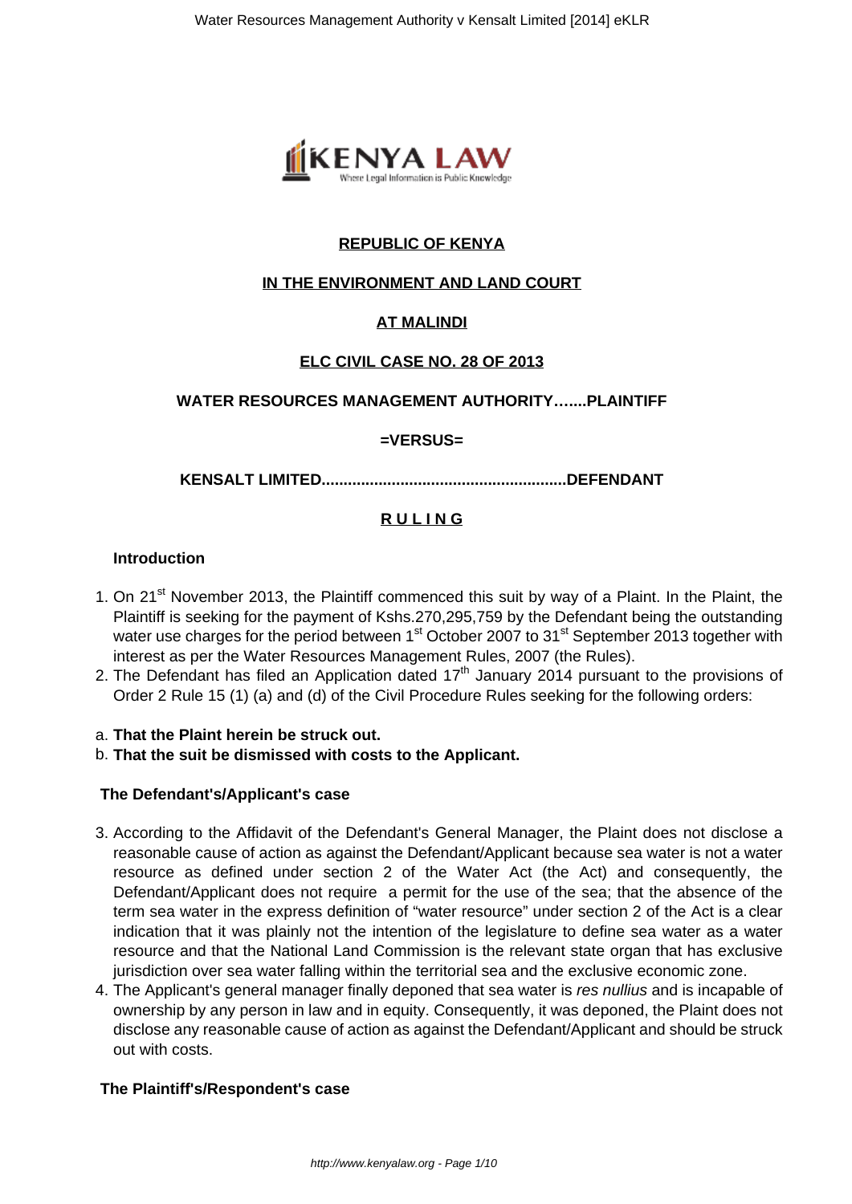**REPUBLIC OF KENYA**

**IN THE ENVIRONMENT AND LAND COURT**

**AT MALINDI**

**ELC CIVIL CASE NO. 28 OF 2013**

**WATER RESOURCES MANAGEMENT AUTHORITY…....PLAINTIFF**

**=VERSUS=**

**KENSALT LIMITED........................................................DEFENDANT**

**R U L I N G**

**Introduction**

1. On 21st November 2013, the Plaintiff commenced this suit by way of a Plaint. In the Plaint, the Plaintiff is seeking for the payment of Kshs.270,295,759 by the Defendant being the outstanding water use charges for the period between 1st October 2007 to 31st September 2013 together with interest as per the Water Resources Management Rules, 2007 (the Rules).
2. The Defendant has filed an Application dated 17th January 2014 pursuant to the provisions of Order 2 Rule 15 (1) (a) and (d) of the Civil Procedure Rules seeking for the following orders:

a. **That the Plaint herein be struck out.**
b. **That the suit be dismissed with costs to the Applicant.**

**The Defendant's/Applicant's case**

3. According to the Affidavit of the Defendant's General Manager, the Plaint does not disclose a reasonable cause of action as against the Defendant/Applicant because sea water is not a water resource as defined under section 2 of the Water Act (the Act) and consequently, the Defendant/Applicant does not require a permit for the use of the sea; that the absence of the term sea water in the express definition of "water resource" under section 2 of the Act is a clear indication that it was plainly not the intention of the legislature to define sea water as a water resource and that the National Land Commission is the relevant state organ that has exclusive jurisdiction over sea water falling within the territorial sea and the exclusive economic zone.
4. The Applicant's general manager finally deponed that sea water is *res nullius* and is incapable of ownership by any person in law and in equity. Consequently, it was deponed, the Plaint does not disclose any reasonable cause of action as against the Defendant/Applicant and should be struck out with costs.

**The Plaintiff's/Respondent's case**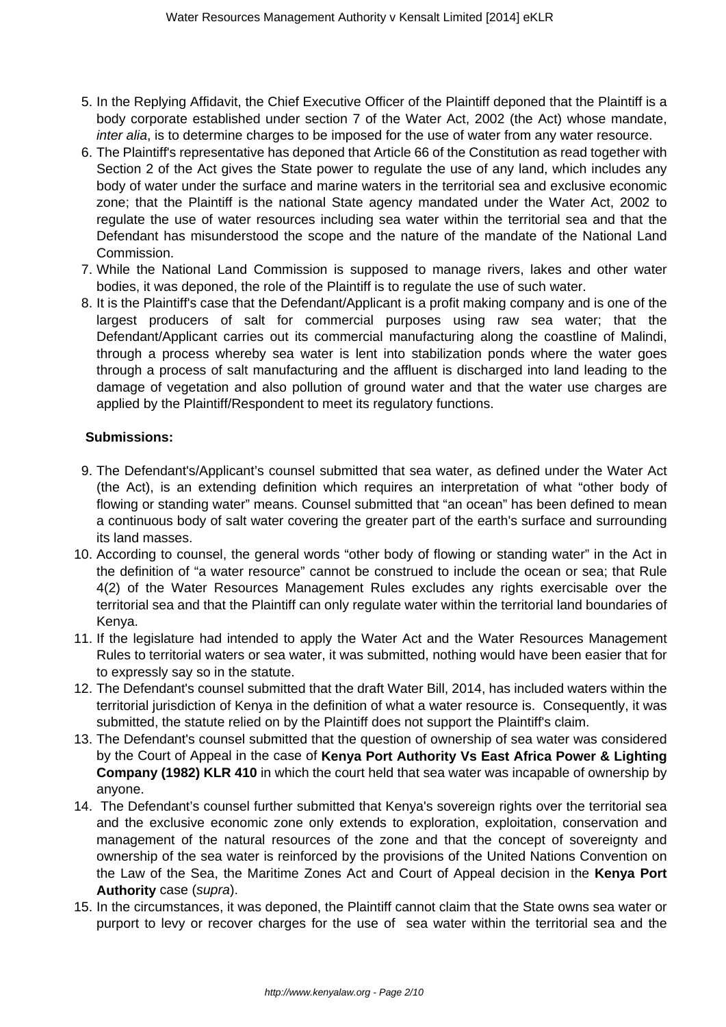5. In the Replying Affidavit, the Chief Executive Officer of the Plaintiff deponed that the Plaintiff is a body corporate established under section 7 of the Water Act, 2002 (the Act) whose mandate, *inter alia*, is to determine charges to be imposed for the use of water from any water resource.
6. The Plaintiff's representative has deponed that Article 66 of the Constitution as read together with Section 2 of the Act gives the State power to regulate the use of any land, which includes any body of water under the surface and marine waters in the territorial sea and exclusive economic zone; that the Plaintiff is the national State agency mandated under the Water Act, 2002 to regulate the use of water resources including sea water within the territorial sea and that the Defendant has misunderstood the scope and the nature of the mandate of the National Land Commission.
7. While the National Land Commission is supposed to manage rivers, lakes and other water bodies, it was deponed, the role of the Plaintiff is to regulate the use of such water.
8. It is the Plaintiff's case that the Defendant/Applicant is a profit making company and is one of the largest producers of salt for commercial purposes using raw sea water; that the Defendant/Applicant carries out its commercial manufacturing along the coastline of Malindi, through a process whereby sea water is lent into stabilization ponds where the water goes through a process of salt manufacturing and the affluent is discharged into land leading to the damage of vegetation and also pollution of ground water and that the water use charges are applied by the Plaintiff/Respondent to meet its regulatory functions.

**Submissions:**

9. The Defendant's/Applicant's counsel submitted that sea water, as defined under the Water Act (the Act), is an extending definition which requires an interpretation of what "other body of flowing or standing water" means. Counsel submitted that "an ocean" has been defined to mean a continuous body of salt water covering the greater part of the earth's surface and surrounding its land masses.
10. According to counsel, the general words "other body of flowing or standing water" in the Act in the definition of "a water resource" cannot be construed to include the ocean or sea; that Rule 4(2) of the Water Resources Management Rules excludes any rights exercisable over the territorial sea and that the Plaintiff can only regulate water within the territorial land boundaries of Kenya.
11. If the legislature had intended to apply the Water Act and the Water Resources Management Rules to territorial waters or sea water, it was submitted, nothing would have been easier that for to expressly say so in the statute.
12. The Defendant's counsel submitted that the draft Water Bill, 2014, has included waters within the territorial jurisdiction of Kenya in the definition of what a water resource is. Consequently, it was submitted, the statute relied on by the Plaintiff does not support the Plaintiff's claim.
13. The Defendant's counsel submitted that the question of ownership of sea water was considered by the Court of Appeal in the case of **Kenya Port Authority Vs East Africa Power & Lighting Company (1982) KLR 410** in which the court held that sea water was incapable of ownership by anyone.
14. The Defendant's counsel further submitted that Kenya's sovereign rights over the territorial sea and the exclusive economic zone only extends to exploration, exploitation, conservation and management of the natural resources of the zone and that the concept of sovereignty and ownership of the sea water is reinforced by the provisions of the United Nations Convention on the Law of the Sea, the Maritime Zones Act and Court of Appeal decision in the **Kenya Port Authority** case (*supra*).
15. In the circumstances, it was deponed, the Plaintiff cannot claim that the State owns sea water or purport to levy or recover charges for the use of sea water within the territorial sea and the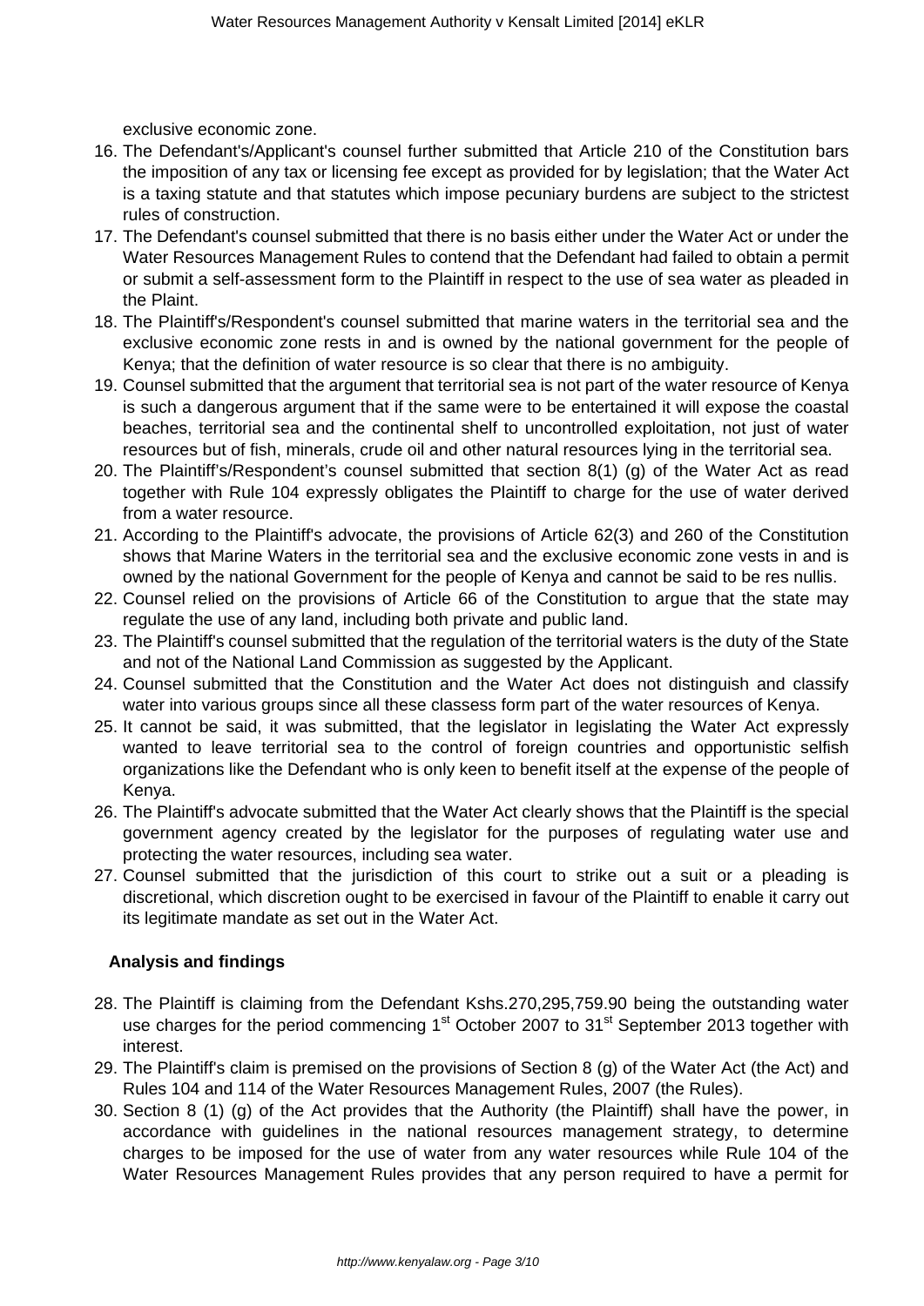exclusive economic zone.

16. The Defendant's/Applicant's counsel further submitted that Article 210 of the Constitution bars the imposition of any tax or licensing fee except as provided for by legislation; that the Water Act is a taxing statute and that statutes which impose pecuniary burdens are subject to the strictest rules of construction.
17. The Defendant's counsel submitted that there is no basis either under the Water Act or under the Water Resources Management Rules to contend that the Defendant had failed to obtain a permit or submit a self-assessment form to the Plaintiff in respect to the use of sea water as pleaded in the Plaint.
18. The Plaintiff's/Respondent's counsel submitted that marine waters in the territorial sea and the exclusive economic zone rests in and is owned by the national government for the people of Kenya; that the definition of water resource is so clear that there is no ambiguity.
19. Counsel submitted that the argument that territorial sea is not part of the water resource of Kenya is such a dangerous argument that if the same were to be entertained it will expose the coastal beaches, territorial sea and the continental shelf to uncontrolled exploitation, not just of water resources but of fish, minerals, crude oil and other natural resources lying in the territorial sea.
20. The Plaintiff's/Respondent's counsel submitted that section 8(1) (g) of the Water Act as read together with Rule 104 expressly obligates the Plaintiff to charge for the use of water derived from a water resource.
21. According to the Plaintiff's advocate, the provisions of Article 62(3) and 260 of the Constitution shows that Marine Waters in the territorial sea and the exclusive economic zone vests in and is owned by the national Government for the people of Kenya and cannot be said to be res nullis.
22. Counsel relied on the provisions of Article 66 of the Constitution to argue that the state may regulate the use of any land, including both private and public land.
23. The Plaintiff's counsel submitted that the regulation of the territorial waters is the duty of the State and not of the National Land Commission as suggested by the Applicant.
24. Counsel submitted that the Constitution and the Water Act does not distinguish and classify water into various groups since all these classess form part of the water resources of Kenya.
25. It cannot be said, it was submitted, that the legislator in legislating the Water Act expressly wanted to leave territorial sea to the control of foreign countries and opportunistic selfish organizations like the Defendant who is only keen to benefit itself at the expense of the people of Kenya.
26. The Plaintiff's advocate submitted that the Water Act clearly shows that the Plaintiff is the special government agency created by the legislator for the purposes of regulating water use and protecting the water resources, including sea water.
27. Counsel submitted that the jurisdiction of this court to strike out a suit or a pleading is discretional, which discretion ought to be exercised in favour of the Plaintiff to enable it carry out its legitimate mandate as set out in the Water Act.

**Analysis and findings**

28. The Plaintiff is claiming from the Defendant Kshs.270,295,759.90 being the outstanding water use charges for the period commencing 1st October 2007 to 31st September 2013 together with interest.
29. The Plaintiff's claim is premised on the provisions of Section 8 (g) of the Water Act (the Act) and Rules 104 and 114 of the Water Resources Management Rules, 2007 (the Rules).
30. Section 8 (1) (g) of the Act provides that the Authority (the Plaintiff) shall have the power, in accordance with guidelines in the national resources management strategy, to determine charges to be imposed for the use of water from any water resources while Rule 104 of the Water Resources Management Rules provides that any person required to have a permit for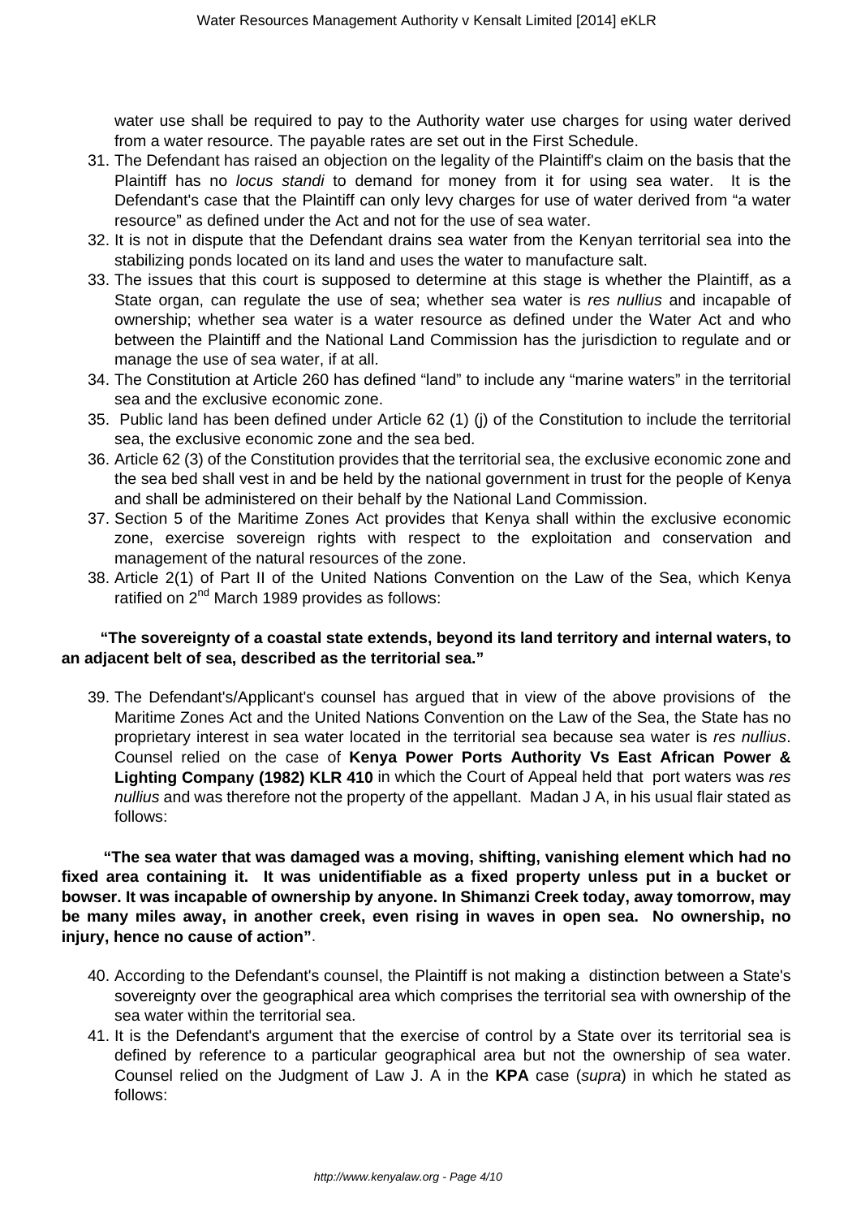water use shall be required to pay to the Authority water use charges for using water derived from a water resource. The payable rates are set out in the First Schedule.

31. The Defendant has raised an objection on the legality of the Plaintiff's claim on the basis that the Plaintiff has no *locus standi* to demand for money from it for using sea water. It is the Defendant's case that the Plaintiff can only levy charges for use of water derived from "a water resource" as defined under the Act and not for the use of sea water.
32. It is not in dispute that the Defendant drains sea water from the Kenyan territorial sea into the stabilizing ponds located on its land and uses the water to manufacture salt.
33. The issues that this court is supposed to determine at this stage is whether the Plaintiff, as a State organ, can regulate the use of sea; whether sea water is *res nullius* and incapable of ownership; whether sea water is a water resource as defined under the Water Act and who between the Plaintiff and the National Land Commission has the jurisdiction to regulate and or manage the use of sea water, if at all.
34. The Constitution at Article 260 has defined "land" to include any "marine waters" in the territorial sea and the exclusive economic zone.
35. Public land has been defined under Article 62 (1) (j) of the Constitution to include the territorial sea, the exclusive economic zone and the sea bed.
36. Article 62 (3) of the Constitution provides that the territorial sea, the exclusive economic zone and the sea bed shall vest in and be held by the national government in trust for the people of Kenya and shall be administered on their behalf by the National Land Commission.
37. Section 5 of the Maritime Zones Act provides that Kenya shall within the exclusive economic zone, exercise sovereign rights with respect to the exploitation and conservation and management of the natural resources of the zone.
38. Article 2(1) of Part II of the United Nations Convention on the Law of the Sea, which Kenya ratified on 2nd March 1989 provides as follows:

**"The sovereignty of a coastal state extends, beyond its land territory and internal waters, to an adjacent belt of sea, described as the territorial sea."**

39. The Defendant's/Applicant's counsel has argued that in view of the above provisions of the Maritime Zones Act and the United Nations Convention on the Law of the Sea, the State has no proprietary interest in sea water located in the territorial sea because sea water is *res nullius*. Counsel relied on the case of **Kenya Power Ports Authority Vs East African Power & Lighting Company (1982) KLR 410** in which the Court of Appeal held that port waters was *res nullius* and was therefore not the property of the appellant. Madan J A, in his usual flair stated as follows:

**"The sea water that was damaged was a moving, shifting, vanishing element which had no fixed area containing it. It was unidentifiable as a fixed property unless put in a bucket or bowser. It was incapable of ownership by anyone. In Shimanzi Creek today, away tomorrow, may be many miles away, in another creek, even rising in waves in open sea. No ownership, no injury, hence no cause of action"**.

40. According to the Defendant's counsel, the Plaintiff is not making a distinction between a State's sovereignty over the geographical area which comprises the territorial sea with ownership of the sea water within the territorial sea.
41. It is the Defendant's argument that the exercise of control by a State over its territorial sea is defined by reference to a particular geographical area but not the ownership of sea water. Counsel relied on the Judgment of Law J. A in the **KPA** case (*supra*) in which he stated as follows: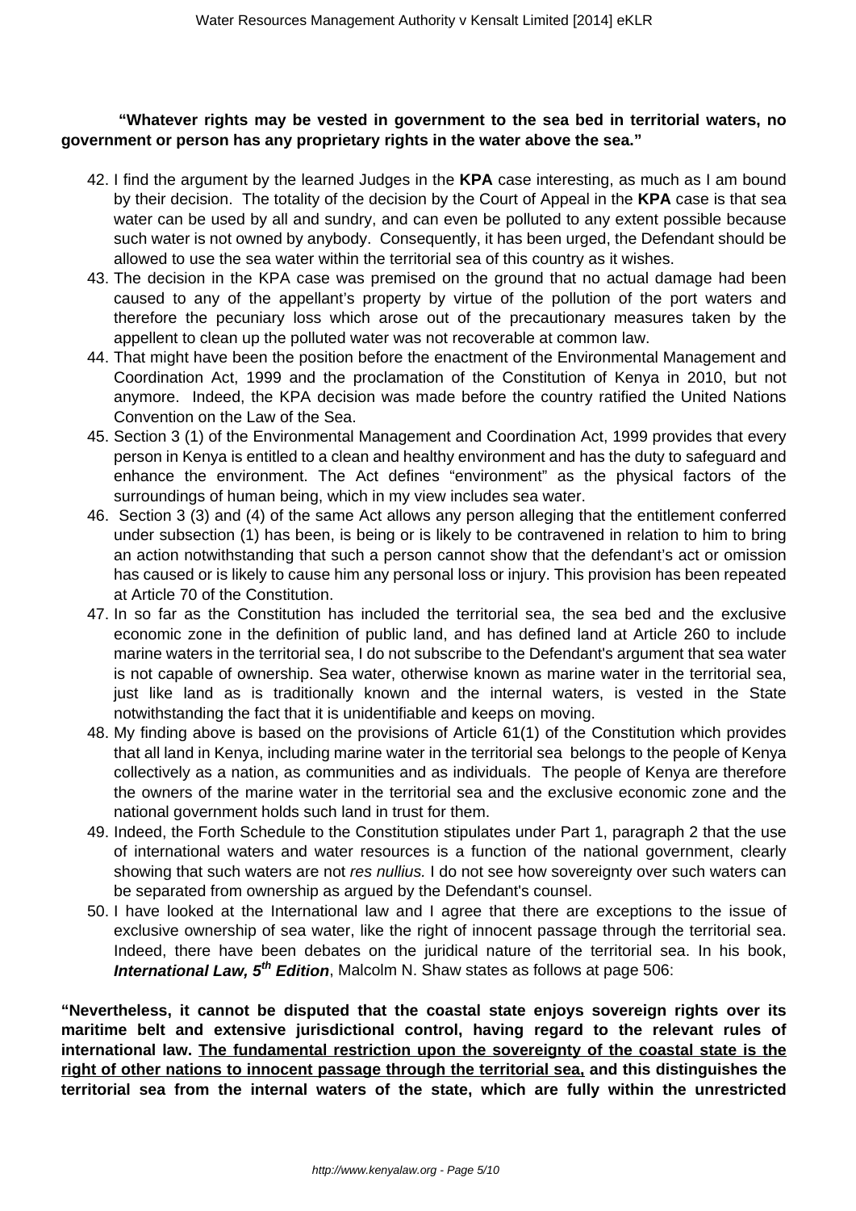**"Whatever rights may be vested in government to the sea bed in territorial waters, no government or person has any proprietary rights in the water above the sea."**

42. I find the argument by the learned Judges in the **KPA** case interesting, as much as I am bound by their decision. The totality of the decision by the Court of Appeal in the **KPA** case is that sea water can be used by all and sundry, and can even be polluted to any extent possible because such water is not owned by anybody. Consequently, it has been urged, the Defendant should be allowed to use the sea water within the territorial sea of this country as it wishes.
43. The decision in the KPA case was premised on the ground that no actual damage had been caused to any of the appellant's property by virtue of the pollution of the port waters and therefore the pecuniary loss which arose out of the precautionary measures taken by the appellent to clean up the polluted water was not recoverable at common law.
44. That might have been the position before the enactment of the Environmental Management and Coordination Act, 1999 and the proclamation of the Constitution of Kenya in 2010, but not anymore. Indeed, the KPA decision was made before the country ratified the United Nations Convention on the Law of the Sea.
45. Section 3 (1) of the Environmental Management and Coordination Act, 1999 provides that every person in Kenya is entitled to a clean and healthy environment and has the duty to safeguard and enhance the environment. The Act defines "environment" as the physical factors of the surroundings of human being, which in my view includes sea water.
46. Section 3 (3) and (4) of the same Act allows any person alleging that the entitlement conferred under subsection (1) has been, is being or is likely to be contravened in relation to him to bring an action notwithstanding that such a person cannot show that the defendant's act or omission has caused or is likely to cause him any personal loss or injury. This provision has been repeated at Article 70 of the Constitution.
47. In so far as the Constitution has included the territorial sea, the sea bed and the exclusive economic zone in the definition of public land, and has defined land at Article 260 to include marine waters in the territorial sea, I do not subscribe to the Defendant's argument that sea water is not capable of ownership. Sea water, otherwise known as marine water in the territorial sea, just like land as is traditionally known and the internal waters, is vested in the State notwithstanding the fact that it is unidentifiable and keeps on moving.
48. My finding above is based on the provisions of Article 61(1) of the Constitution which provides that all land in Kenya, including marine water in the territorial sea belongs to the people of Kenya collectively as a nation, as communities and as individuals. The people of Kenya are therefore the owners of the marine water in the territorial sea and the exclusive economic zone and the national government holds such land in trust for them.
49. Indeed, the Forth Schedule to the Constitution stipulates under Part 1, paragraph 2 that the use of international waters and water resources is a function of the national government, clearly showing that such waters are not *res nullius.* I do not see how sovereignty over such waters can be separated from ownership as argued by the Defendant's counsel.
50. I have looked at the International law and I agree that there are exceptions to the issue of exclusive ownership of sea water, like the right of innocent passage through the territorial sea. Indeed, there have been debates on the juridical nature of the territorial sea. In his book, ***International Law, 5th Edition***, Malcolm N. Shaw states as follows at page 506:

**"Nevertheless, it cannot be disputed that the coastal state enjoys sovereign rights over its maritime belt and extensive jurisdictional control, having regard to the relevant rules of international law. <u>The fundamental restriction upon the sovereignty of the coastal state is the right of other nations to innocent passage through the territorial sea,</u> and this distinguishes the territorial sea from the internal waters of the state, which are fully within the unrestricted**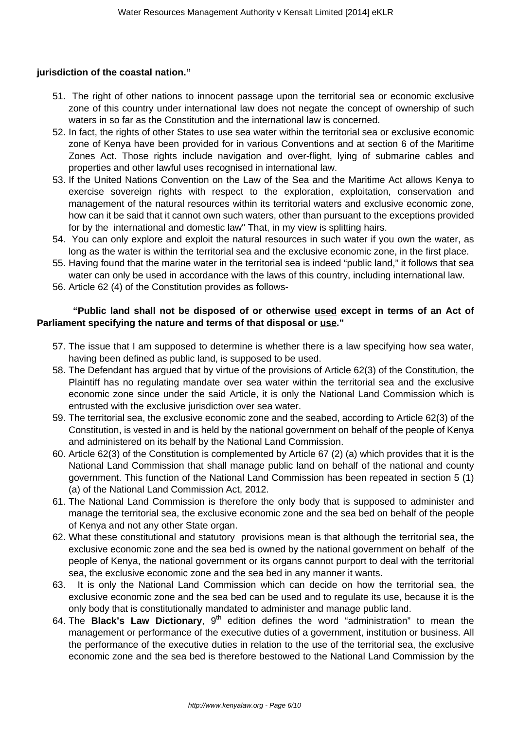**jurisdiction of the coastal nation."**

51. The right of other nations to innocent passage upon the territorial sea or economic exclusive zone of this country under international law does not negate the concept of ownership of such waters in so far as the Constitution and the international law is concerned.
52. In fact, the rights of other States to use sea water within the territorial sea or exclusive economic zone of Kenya have been provided for in various Conventions and at section 6 of the Maritime Zones Act. Those rights include navigation and over-flight, lying of submarine cables and properties and other lawful uses recognised in international law.
53. If the United Nations Convention on the Law of the Sea and the Maritime Act allows Kenya to exercise sovereign rights with respect to the exploration, exploitation, conservation and management of the natural resources within its territorial waters and exclusive economic zone, how can it be said that it cannot own such waters, other than pursuant to the exceptions provided for by the international and domestic law" That, in my view is splitting hairs.
54. You can only explore and exploit the natural resources in such water if you own the water, as long as the water is within the territorial sea and the exclusive economic zone, in the first place.
55. Having found that the marine water in the territorial sea is indeed "public land," it follows that sea water can only be used in accordance with the laws of this country, including international law.
56. Article 62 (4) of the Constitution provides as follows-

**"Public land shall not be disposed of or otherwise used except in terms of an Act of Parliament specifying the nature and terms of that disposal or use."**

57. The issue that I am supposed to determine is whether there is a law specifying how sea water, having been defined as public land, is supposed to be used.
58. The Defendant has argued that by virtue of the provisions of Article 62(3) of the Constitution, the Plaintiff has no regulating mandate over sea water within the territorial sea and the exclusive economic zone since under the said Article, it is only the National Land Commission which is entrusted with the exclusive jurisdiction over sea water.
59. The territorial sea, the exclusive economic zone and the seabed, according to Article 62(3) of the Constitution, is vested in and is held by the national government on behalf of the people of Kenya and administered on its behalf by the National Land Commission.
60. Article 62(3) of the Constitution is complemented by Article 67 (2) (a) which provides that it is the National Land Commission that shall manage public land on behalf of the national and county government. This function of the National Land Commission has been repeated in section 5 (1) (a) of the National Land Commission Act, 2012.
61. The National Land Commission is therefore the only body that is supposed to administer and manage the territorial sea, the exclusive economic zone and the sea bed on behalf of the people of Kenya and not any other State organ.
62. What these constitutional and statutory provisions mean is that although the territorial sea, the exclusive economic zone and the sea bed is owned by the national government on behalf of the people of Kenya, the national government or its organs cannot purport to deal with the territorial sea, the exclusive economic zone and the sea bed in any manner it wants.
63. It is only the National Land Commission which can decide on how the territorial sea, the exclusive economic zone and the sea bed can be used and to regulate its use, because it is the only body that is constitutionally mandated to administer and manage public land.
64. The **Black's Law Dictionary**, 9th edition defines the word "administration" to mean the management or performance of the executive duties of a government, institution or business. All the performance of the executive duties in relation to the use of the territorial sea, the exclusive economic zone and the sea bed is therefore bestowed to the National Land Commission by the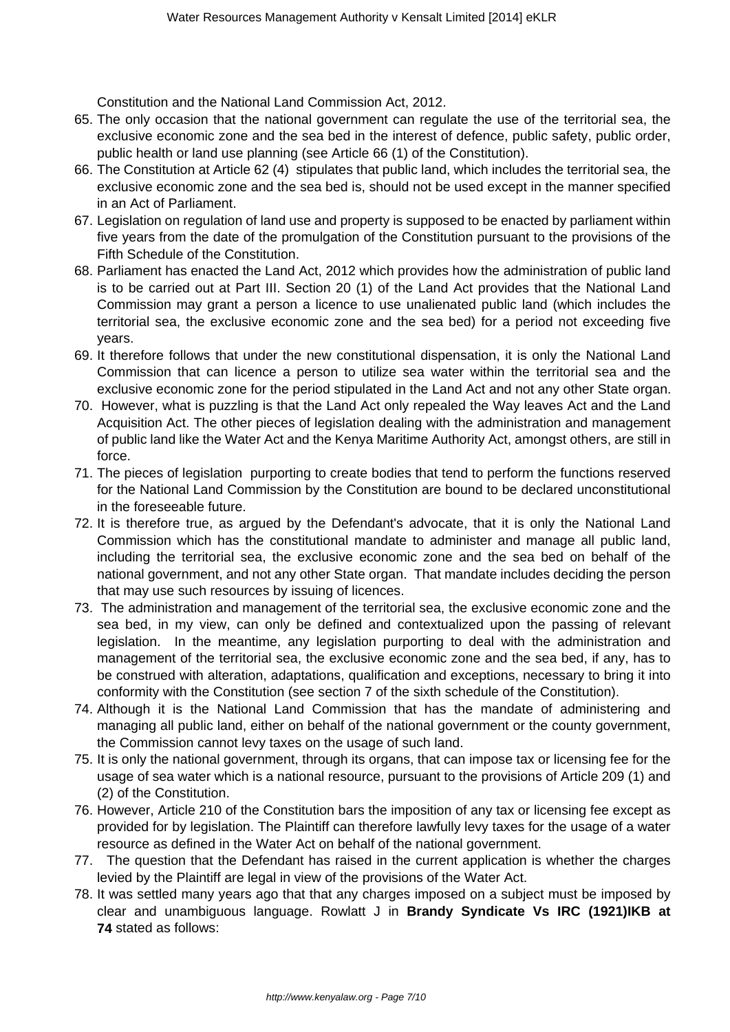Constitution and the National Land Commission Act, 2012.

65. The only occasion that the national government can regulate the use of the territorial sea, the exclusive economic zone and the sea bed in the interest of defence, public safety, public order, public health or land use planning (see Article 66 (1) of the Constitution).
66. The Constitution at Article 62 (4) stipulates that public land, which includes the territorial sea, the exclusive economic zone and the sea bed is, should not be used except in the manner specified in an Act of Parliament.
67. Legislation on regulation of land use and property is supposed to be enacted by parliament within five years from the date of the promulgation of the Constitution pursuant to the provisions of the Fifth Schedule of the Constitution.
68. Parliament has enacted the Land Act, 2012 which provides how the administration of public land is to be carried out at Part III. Section 20 (1) of the Land Act provides that the National Land Commission may grant a person a licence to use unalienated public land (which includes the territorial sea, the exclusive economic zone and the sea bed) for a period not exceeding five years.
69. It therefore follows that under the new constitutional dispensation, it is only the National Land Commission that can licence a person to utilize sea water within the territorial sea and the exclusive economic zone for the period stipulated in the Land Act and not any other State organ.
70. However, what is puzzling is that the Land Act only repealed the Way leaves Act and the Land Acquisition Act. The other pieces of legislation dealing with the administration and management of public land like the Water Act and the Kenya Maritime Authority Act, amongst others, are still in force.
71. The pieces of legislation purporting to create bodies that tend to perform the functions reserved for the National Land Commission by the Constitution are bound to be declared unconstitutional in the foreseeable future.
72. It is therefore true, as argued by the Defendant's advocate, that it is only the National Land Commission which has the constitutional mandate to administer and manage all public land, including the territorial sea, the exclusive economic zone and the sea bed on behalf of the national government, and not any other State organ. That mandate includes deciding the person that may use such resources by issuing of licences.
73. The administration and management of the territorial sea, the exclusive economic zone and the sea bed, in my view, can only be defined and contextualized upon the passing of relevant legislation. In the meantime, any legislation purporting to deal with the administration and management of the territorial sea, the exclusive economic zone and the sea bed, if any, has to be construed with alteration, adaptations, qualification and exceptions, necessary to bring it into conformity with the Constitution (see section 7 of the sixth schedule of the Constitution).
74. Although it is the National Land Commission that has the mandate of administering and managing all public land, either on behalf of the national government or the county government, the Commission cannot levy taxes on the usage of such land.
75. It is only the national government, through its organs, that can impose tax or licensing fee for the usage of sea water which is a national resource, pursuant to the provisions of Article 209 (1) and (2) of the Constitution.
76. However, Article 210 of the Constitution bars the imposition of any tax or licensing fee except as provided for by legislation. The Plaintiff can therefore lawfully levy taxes for the usage of a water resource as defined in the Water Act on behalf of the national government.
77. The question that the Defendant has raised in the current application is whether the charges levied by the Plaintiff are legal in view of the provisions of the Water Act.
78. It was settled many years ago that that any charges imposed on a subject must be imposed by clear and unambiguous language. Rowlatt J in **Brandy Syndicate Vs IRC (1921)IKB at 74** stated as follows: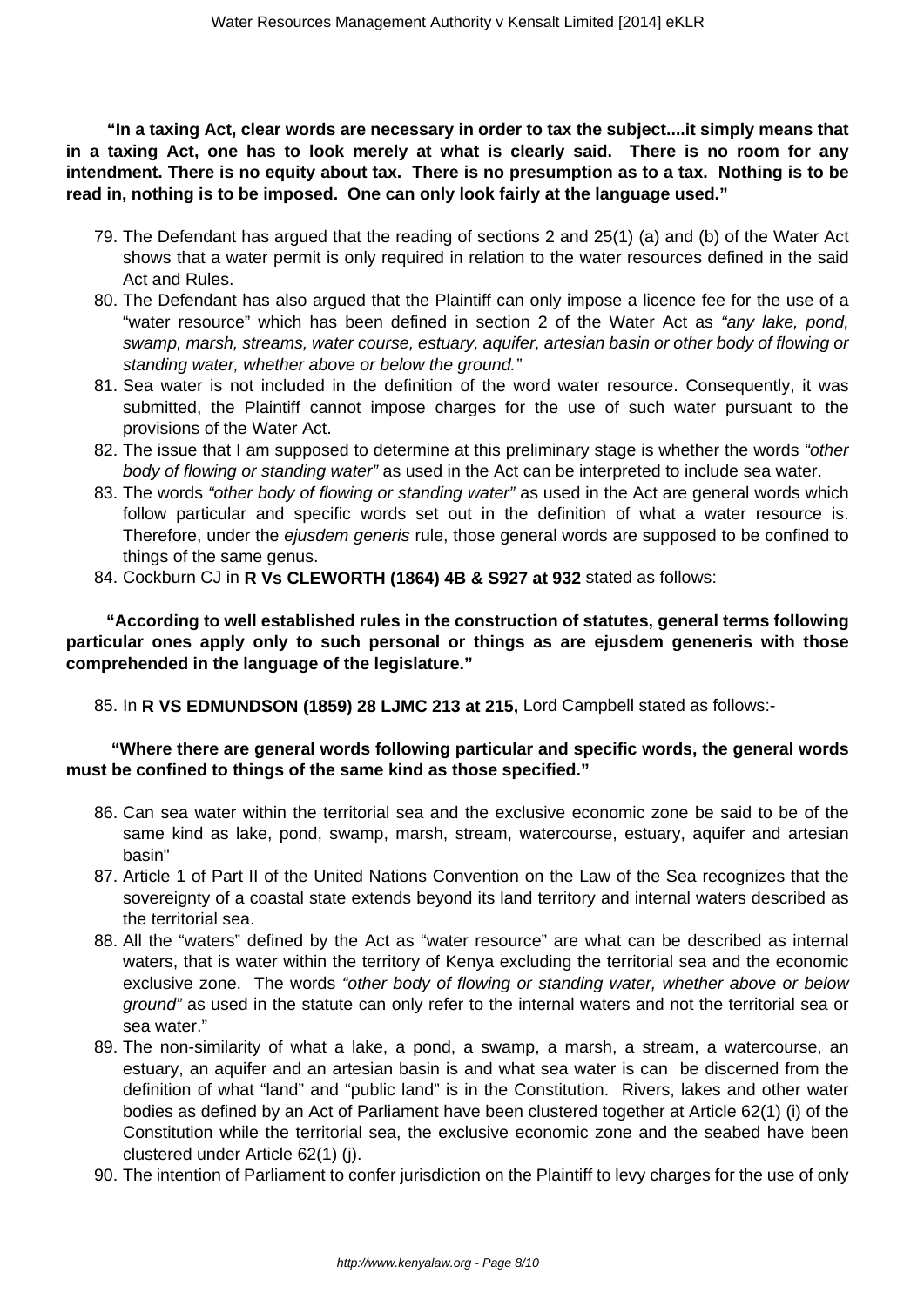**"In a taxing Act, clear words are necessary in order to tax the subject....it simply means that in a taxing Act, one has to look merely at what is clearly said. There is no room for any intendment. There is no equity about tax. There is no presumption as to a tax. Nothing is to be read in, nothing is to be imposed. One can only look fairly at the language used."**

79. The Defendant has argued that the reading of sections 2 and 25(1) (a) and (b) of the Water Act shows that a water permit is only required in relation to the water resources defined in the said Act and Rules.
80. The Defendant has also argued that the Plaintiff can only impose a licence fee for the use of a "water resource" which has been defined in section 2 of the Water Act as *"any lake, pond, swamp, marsh, streams, water course, estuary, aquifer, artesian basin or other body of flowing or standing water, whether above or below the ground."*
81. Sea water is not included in the definition of the word water resource. Consequently, it was submitted, the Plaintiff cannot impose charges for the use of such water pursuant to the provisions of the Water Act.
82. The issue that I am supposed to determine at this preliminary stage is whether the words *"other body of flowing or standing water"* as used in the Act can be interpreted to include sea water.
83. The words *"other body of flowing or standing water"* as used in the Act are general words which follow particular and specific words set out in the definition of what a water resource is. Therefore, under the *ejusdem generis* rule, those general words are supposed to be confined to things of the same genus.
84. Cockburn CJ in **R Vs CLEWORTH (1864) 4B & S927 at 932** stated as follows:

**"According to well established rules in the construction of statutes, general terms following particular ones apply only to such personal or things as are ejusdem geneneris with those comprehended in the language of the legislature."**

85. In **R VS EDMUNDSON (1859) 28 LJMC 213 at 215,** Lord Campbell stated as follows:-

**"Where there are general words following particular and specific words, the general words must be confined to things of the same kind as those specified."**

86. Can sea water within the territorial sea and the exclusive economic zone be said to be of the same kind as lake, pond, swamp, marsh, stream, watercourse, estuary, aquifer and artesian basin"
87. Article 1 of Part II of the United Nations Convention on the Law of the Sea recognizes that the sovereignty of a coastal state extends beyond its land territory and internal waters described as the territorial sea.
88. All the "waters" defined by the Act as "water resource" are what can be described as internal waters, that is water within the territory of Kenya excluding the territorial sea and the economic exclusive zone. The words *"other body of flowing or standing water, whether above or below ground"* as used in the statute can only refer to the internal waters and not the territorial sea or sea water."
89. The non-similarity of what a lake, a pond, a swamp, a marsh, a stream, a watercourse, an estuary, an aquifer and an artesian basin is and what sea water is can be discerned from the definition of what "land" and "public land" is in the Constitution. Rivers, lakes and other water bodies as defined by an Act of Parliament have been clustered together at Article 62(1) (i) of the Constitution while the territorial sea, the exclusive economic zone and the seabed have been clustered under Article 62(1) (j).
90. The intention of Parliament to confer jurisdiction on the Plaintiff to levy charges for the use of only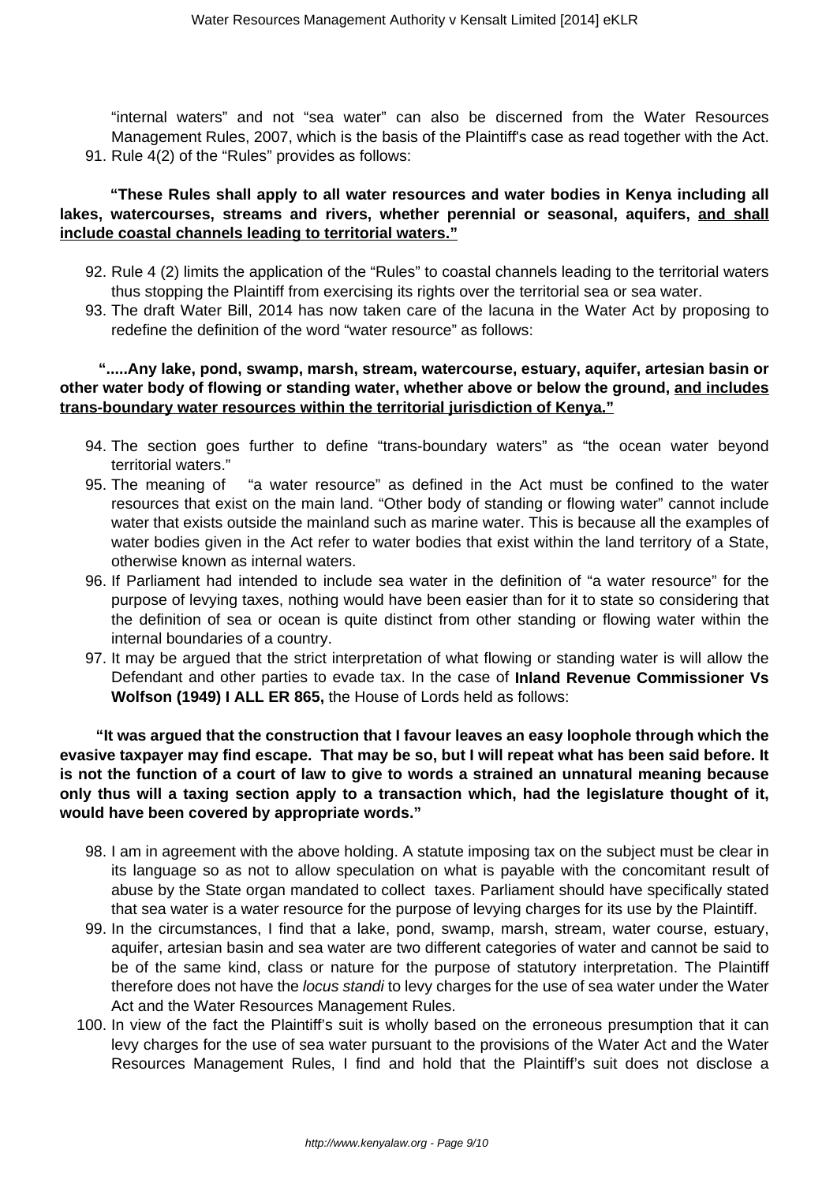"internal waters" and not "sea water" can also be discerned from the Water Resources Management Rules, 2007, which is the basis of the Plaintiff's case as read together with the Act.

91. Rule 4(2) of the "Rules" provides as follows:

**"These Rules shall apply to all water resources and water bodies in Kenya including all lakes, watercourses, streams and rivers, whether perennial or seasonal, aquifers, <u>and shall include coastal channels leading to territorial waters."</u>**

92. Rule 4 (2) limits the application of the "Rules" to coastal channels leading to the territorial waters thus stopping the Plaintiff from exercising its rights over the territorial sea or sea water.
93. The draft Water Bill, 2014 has now taken care of the lacuna in the Water Act by proposing to redefine the definition of the word "water resource" as follows:

**".....Any lake, pond, swamp, marsh, stream, watercourse, estuary, aquifer, artesian basin or other water body of flowing or standing water, whether above or below the ground, <u>and includes trans-boundary water resources within the territorial jurisdiction of Kenya."</u>**

94. The section goes further to define "trans-boundary waters" as "the ocean water beyond territorial waters."
95. The meaning of "a water resource" as defined in the Act must be confined to the water resources that exist on the main land. "Other body of standing or flowing water" cannot include water that exists outside the mainland such as marine water. This is because all the examples of water bodies given in the Act refer to water bodies that exist within the land territory of a State, otherwise known as internal waters.
96. If Parliament had intended to include sea water in the definition of "a water resource" for the purpose of levying taxes, nothing would have been easier than for it to state so considering that the definition of sea or ocean is quite distinct from other standing or flowing water within the internal boundaries of a country.
97. It may be argued that the strict interpretation of what flowing or standing water is will allow the Defendant and other parties to evade tax. In the case of **Inland Revenue Commissioner Vs Wolfson (1949) I ALL ER 865,** the House of Lords held as follows:

**"It was argued that the construction that I favour leaves an easy loophole through which the evasive taxpayer may find escape. That may be so, but I will repeat what has been said before. It is not the function of a court of law to give to words a strained an unnatural meaning because only thus will a taxing section apply to a transaction which, had the legislature thought of it, would have been covered by appropriate words."**

98. I am in agreement with the above holding. A statute imposing tax on the subject must be clear in its language so as not to allow speculation on what is payable with the concomitant result of abuse by the State organ mandated to collect taxes. Parliament should have specifically stated that sea water is a water resource for the purpose of levying charges for its use by the Plaintiff.
99. In the circumstances, I find that a lake, pond, swamp, marsh, stream, water course, estuary, aquifer, artesian basin and sea water are two different categories of water and cannot be said to be of the same kind, class or nature for the purpose of statutory interpretation. The Plaintiff therefore does not have the *locus standi* to levy charges for the use of sea water under the Water Act and the Water Resources Management Rules.
100. In view of the fact the Plaintiff's suit is wholly based on the erroneous presumption that it can levy charges for the use of sea water pursuant to the provisions of the Water Act and the Water Resources Management Rules, I find and hold that the Plaintiff's suit does not disclose a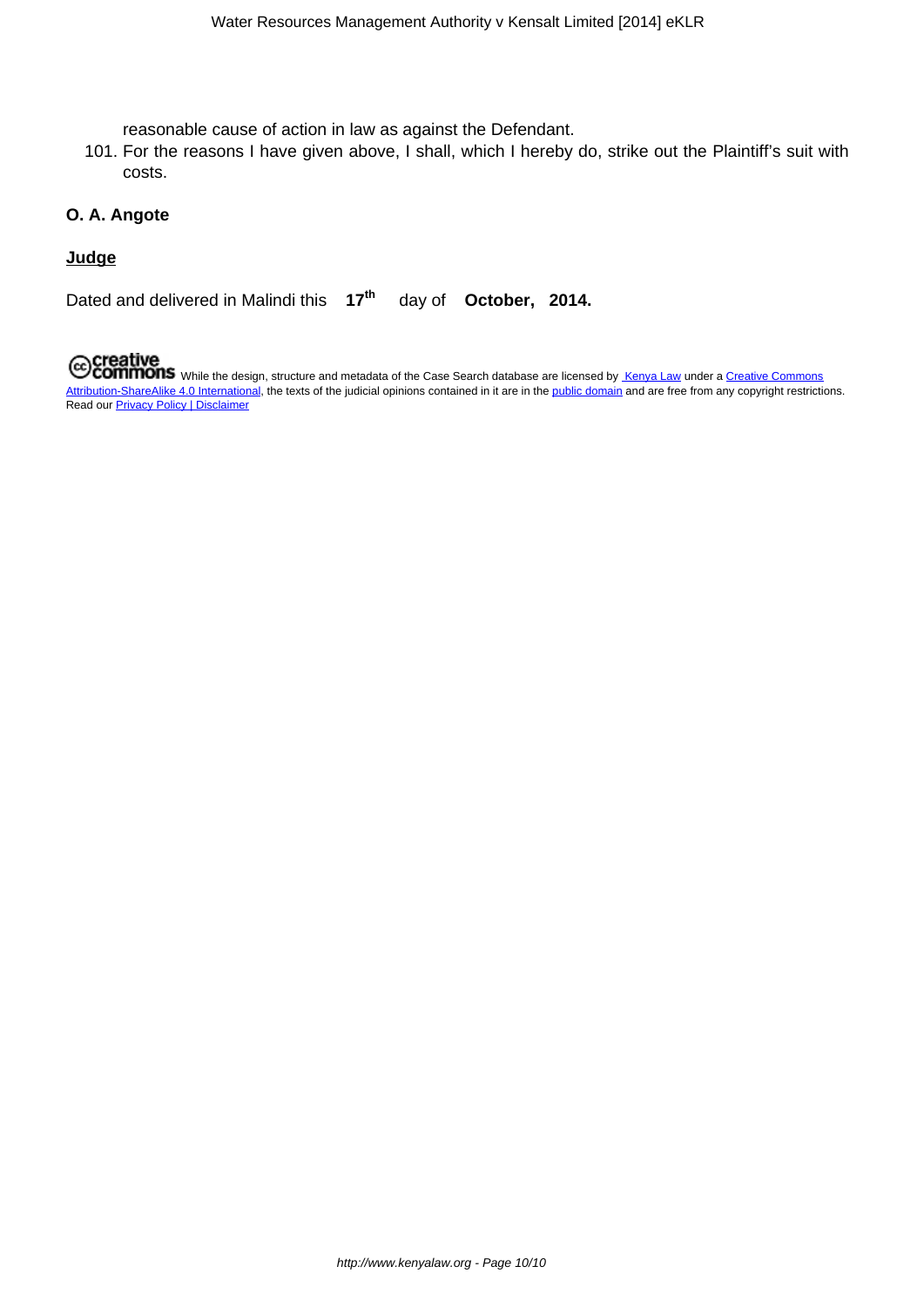reasonable cause of action in law as against the Defendant.

101. For the reasons I have given above, I shall, which I hereby do, strike out the Plaintiff's suit with costs.

**O. A. Angote**

**Judge**

Dated and delivered in Malindi this **17th** day of **October, 2014.**

While the design, structure and metadata of the Case Search database are licensed by Kenya Law under a Creative Commons Attribution-ShareAlike 4.0 International, the texts of the judicial opinions contained in it are in the public domain and are free from any copyright restrictions. Read our Privacy Policy | Disclaimer